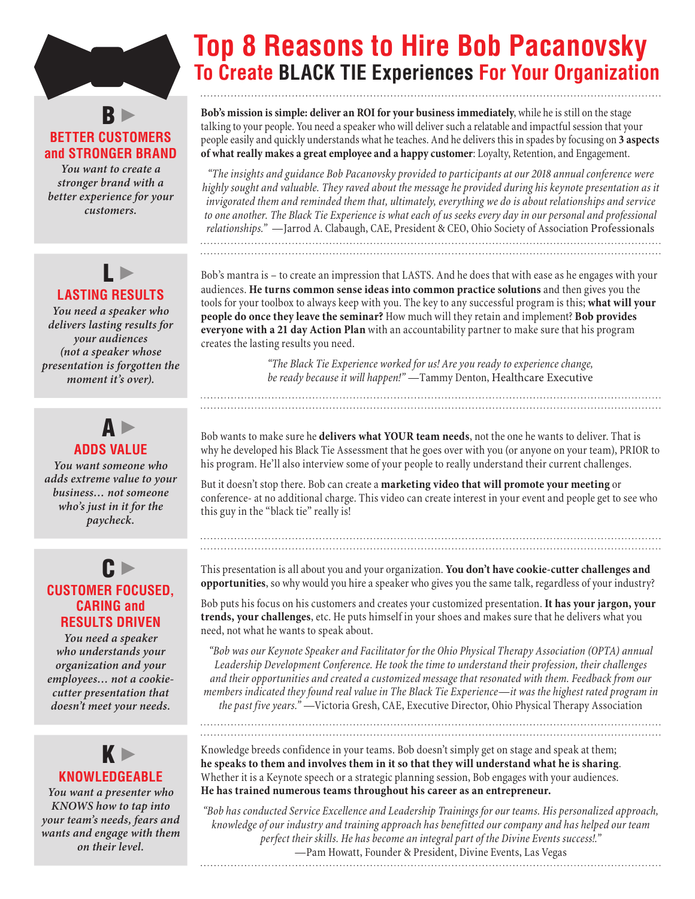# Top 8 Reasons to Hire Bob Pacanovsky

## To Create BLACK TIE Experiences For Your Organization

### B ▶ BETTER CUSTOMERS and STRONGER BRAND

*You want to create a stronger brand with a better experience for your customers.*

**Bob's mission is simple: deliver an ROI for your business immediately**, while he is still on the stage talking to your people. You need a speaker who will deliver such a relatable and impactful session that your people easily and quickly understands what he teaches. And he delivers this in spades by focusing on **3 aspects of what really makes a great employee and a happy customer**: Loyalty, Retention, and Engagement.

*"The insights and guidance Bob Pacanovsky provided to participants at our 2018 annual conference were highly sought and valuable. They raved about the message he provided during his keynote presentation as it invigorated them and reminded them that, ultimately, everything we do is about relationships and service to one another. The Black Tie Experience is what each of us seeks every day in our personal and professional relationships."* —Jarrod A. Clabaugh, CAE, President & CEO, Ohio Society of Association Professionals

### L ▶ LASTING RESULTS

*You need a speaker who delivers lasting results for your audiences (not a speaker whose presentation is forgotten the moment it's over).*

Bob's mantra is – to create an impression that LASTS. And he does that with ease as he engages with your audiences. **He turns common sense ideas into common practice solutions** and then gives you the tools for your toolbox to always keep with you. The key to any successful program is this; **what will your people do once they leave the seminar?** How much will they retain and implement? **Bob provides everyone with a 21 day Action Plan** with an accountability partner to make sure that his program creates the lasting results you need.

*"The Black Tie Experience worked for us! Are you ready to experience change, be ready because it will happen!"* —Tammy Denton, Healthcare Executive

### A ▶ ADDS VALUE

*You want someone who adds extreme value to your business… not someone who's just in it for the paycheck.*

Bob wants to make sure he **delivers what YOUR team needs**, not the one he wants to deliver. That is why he developed his Black Tie Assessment that he goes over with you (or anyone on your team), PRIOR to his program. He'll also interview some of your people to really understand their current challenges.

But it doesn't stop there. Bob can create a **marketing video that will promote your meeting** or conference- at no additional charge. This video can create interest in your event and people get to see who this guy in the "black tie" really is!

### C ▶ CUSTOMER FOCUSED, CARING and RESULTS DRIVEN

*You need a speaker who understands your organization and your employees… not a cookie-cutter presentation that doesn't meet your needs.*

This presentation is all about you and your organization. **You don't have cookie-cutter challenges and opportunities**, so why would you hire a speaker who gives you the same talk, regardless of your industry?

Bob puts his focus on his customers and creates your customized presentation. **It has your jargon, your trends, your challenges**, etc. He puts himself in your shoes and makes sure that he delivers what you need, not what he wants to speak about.

*"Bob was our Keynote Speaker and Facilitator for the Ohio Physical Therapy Association (OPTA) annual Leadership Development Conference. He took the time to understand their profession, their challenges and their opportunities and created a customized message that resonated with them. Feedback from our members indicated they found real value in The Black Tie Experience—it was the highest rated program in the past five years."* —Victoria Gresh, CAE, Executive Director, Ohio Physical Therapy Association

### K ▶ KNOWLEDGEABLE

*You want a presenter who KNOWS how to tap into your team's needs, fears and wants and engage with them on their level.*

Knowledge breeds confidence in your teams. Bob doesn't simply get on stage and speak at them; **he speaks to them and involves them in it so that they will understand what he is sharing**. Whether it is a Keynote speech or a strategic planning session, Bob engages with your audiences. **He has trained numerous teams throughout his career as an entrepreneur.**

*"Bob has conducted Service Excellence and Leadership Trainings for our teams. His personalized approach, knowledge of our industry and training approach has benefitted our company and has helped our team perfect their skills. He has become an integral part of the Divine Events success!."* —Pam Howatt, Founder & President, Divine Events, Las Vegas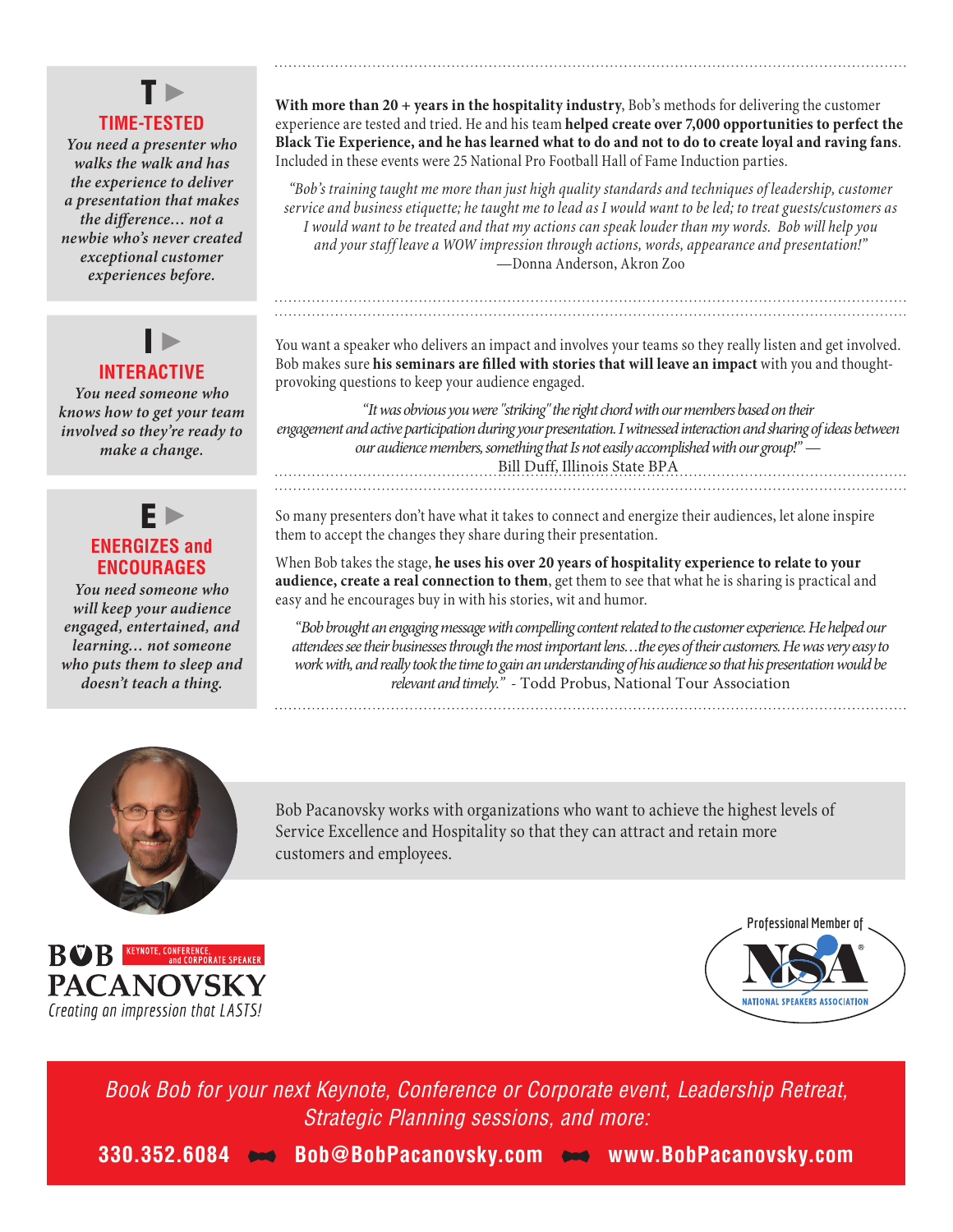## T ▶ TIME-TESTED

*You need a presenter who walks the walk and has the experience to deliver a presentation that makes the difference… not a newbie who's never created exceptional customer experiences before.*

**With more than 20 + years in the hospitality industry**, Bob's methods for delivering the customer experience are tested and tried. He and his team **helped create over 7,000 opportunities to perfect the Black Tie Experience, and he has learned what to do and not to do to create loyal and raving fans**. Included in these events were 25 National Pro Football Hall of Fame Induction parties.

*"Bob's training taught me more than just high quality standards and techniques of leadership, customer service and business etiquette; he taught me to lead as I would want to be led; to treat guests/customers as I would want to be treated and that my actions can speak louder than my words. Bob will help you and your staff leave a WOW impression through actions, words, appearance and presentation!"* —Donna Anderson, Akron Zoo

## I ▶ INTERACTIVE

*You need someone who knows how to get your team involved so they're ready to make a change.*

You want a speaker who delivers an impact and involves your teams so they really listen and get involved. Bob makes sure **his seminars are filled with stories that will leave an impact** with you and thought-provoking questions to keep your audience engaged.

*"It was obvious you were "striking" the right chord with our members based on their engagement and active participation during your presentation. I witnessed interaction and sharing of ideas between our audience members, something that Is not easily accomplished with our group!"* — Bill Duff, Illinois State BPA

## E ▶ ENERGIZES and ENCOURAGES

*You need someone who will keep your audience engaged, entertained, and learning… not someone who puts them to sleep and doesn't teach a thing.*

So many presenters don't have what it takes to connect and energize their audiences, let alone inspire them to accept the changes they share during their presentation.

When Bob takes the stage, **he uses his over 20 years of hospitality experience to relate to your audience, create a real connection to them**, get them to see that what he is sharing is practical and easy and he encourages buy in with his stories, wit and humor.

*"Bob brought an engaging message with compelling content related to the customer experience. He helped our attendees see their businesses through the most important lens…the eyes of their customers. He was very easy to work with, and really took the time to gain an understanding of his audience so that his presentation would be relevant and timely."* - Todd Probus, National Tour Association

Bob Pacanovsky works with organizations who want to achieve the highest levels of Service Excellence and Hospitality so that they can attract and retain more customers and employees.

**BOB PACANOVSKY** KEYNOTE, CONFERENCE, and CORPORATE SPEAKER
*Creating an impression that LASTS!*

Professional Member of NSA NATIONAL SPEAKERS ASSOCIATION

*Book Bob for your next Keynote, Conference or Corporate event, Leadership Retreat, Strategic Planning sessions, and more:*

**330.352.6084** | **Bob@BobPacanovsky.com** | **www.BobPacanovsky.com**